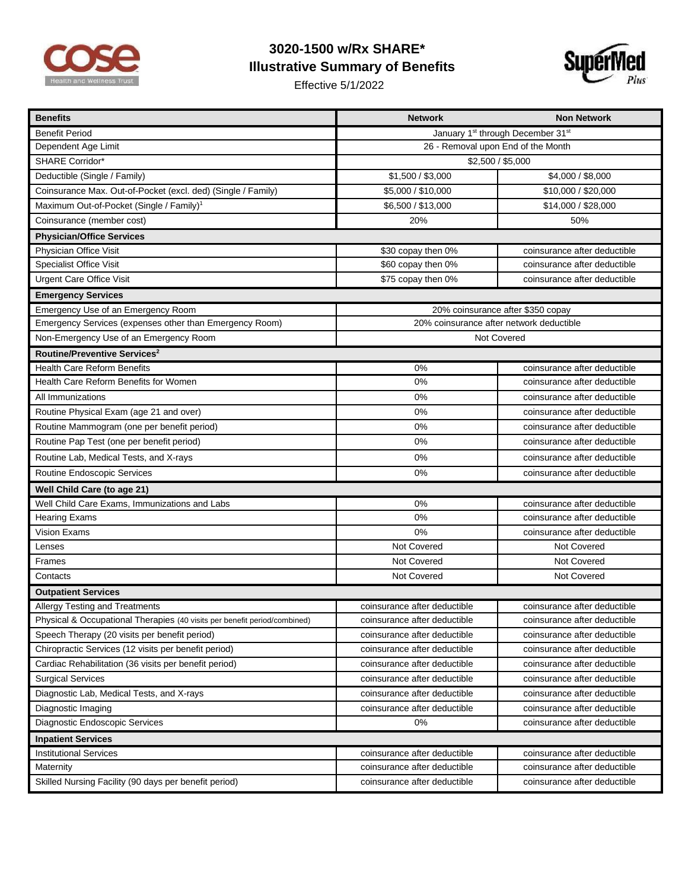# 3020-1500 w/Rx SHARE*

## Illustrative Summary of Benefits

Effective 5/1/2022

| Benefits | Network | Non Network |
|---|---|---|
| Benefit Period | January 1st through December 31st | |
| Dependent Age Limit | 26 - Removal upon End of the Month | |
| SHARE Corridor* | $2,500 / $5,000 | |
| Deductible (Single / Family) | $1,500 / $3,000 | $4,000 / $8,000 |
| Coinsurance Max. Out-of-Pocket (excl. ded) (Single / Family) | $5,000 / $10,000 | $10,000 / $20,000 |
| Maximum Out-of-Pocket (Single / Family)[1] | $6,500 / $13,000 | $14,000 / $28,000 |
| Coinsurance (member cost) | 20% | 50% |
| **Physician/Office Services** | | |
| Physician Office Visit | $30 copay then 0% | coinsurance after deductible |
| Specialist Office Visit | $60 copay then 0% | coinsurance after deductible |
| Urgent Care Office Visit | $75 copay then 0% | coinsurance after deductible |
| **Emergency Services** | | |
| Emergency Use of an Emergency Room | 20% coinsurance after $350 copay | |
| Emergency Services (expenses other than Emergency Room) | 20% coinsurance after network deductible | |
| Non-Emergency Use of an Emergency Room | Not Covered | |
| **Routine/Preventive Services[2]** | | |
| Health Care Reform Benefits | 0% | coinsurance after deductible |
| Health Care Reform Benefits for Women | 0% | coinsurance after deductible |
| All Immunizations | 0% | coinsurance after deductible |
| Routine Physical Exam (age 21 and over) | 0% | coinsurance after deductible |
| Routine Mammogram (one per benefit period) | 0% | coinsurance after deductible |
| Routine Pap Test (one per benefit period) | 0% | coinsurance after deductible |
| Routine Lab, Medical Tests, and X-rays | 0% | coinsurance after deductible |
| Routine Endoscopic Services | 0% | coinsurance after deductible |
| **Well Child Care (to age 21)** | | |
| Well Child Care Exams, Immunizations and Labs | 0% | coinsurance after deductible |
| Hearing Exams | 0% | coinsurance after deductible |
| Vision Exams | 0% | coinsurance after deductible |
| Lenses | Not Covered | Not Covered |
| Frames | Not Covered | Not Covered |
| Contacts | Not Covered | Not Covered |
| **Outpatient Services** | | |
| Allergy Testing and Treatments | coinsurance after deductible | coinsurance after deductible |
| Physical & Occupational Therapies (40 visits per benefit period/combined) | coinsurance after deductible | coinsurance after deductible |
| Speech Therapy (20 visits per benefit period) | coinsurance after deductible | coinsurance after deductible |
| Chiropractic Services (12 visits per benefit period) | coinsurance after deductible | coinsurance after deductible |
| Cardiac Rehabilitation (36 visits per benefit period) | coinsurance after deductible | coinsurance after deductible |
| Surgical Services | coinsurance after deductible | coinsurance after deductible |
| Diagnostic Lab, Medical Tests, and X-rays | coinsurance after deductible | coinsurance after deductible |
| Diagnostic Imaging | coinsurance after deductible | coinsurance after deductible |
| Diagnostic Endoscopic Services | 0% | coinsurance after deductible |
| **Inpatient Services** | | |
| Institutional Services | coinsurance after deductible | coinsurance after deductible |
| Maternity | coinsurance after deductible | coinsurance after deductible |
| Skilled Nursing Facility (90 days per benefit period) | coinsurance after deductible | coinsurance after deductible |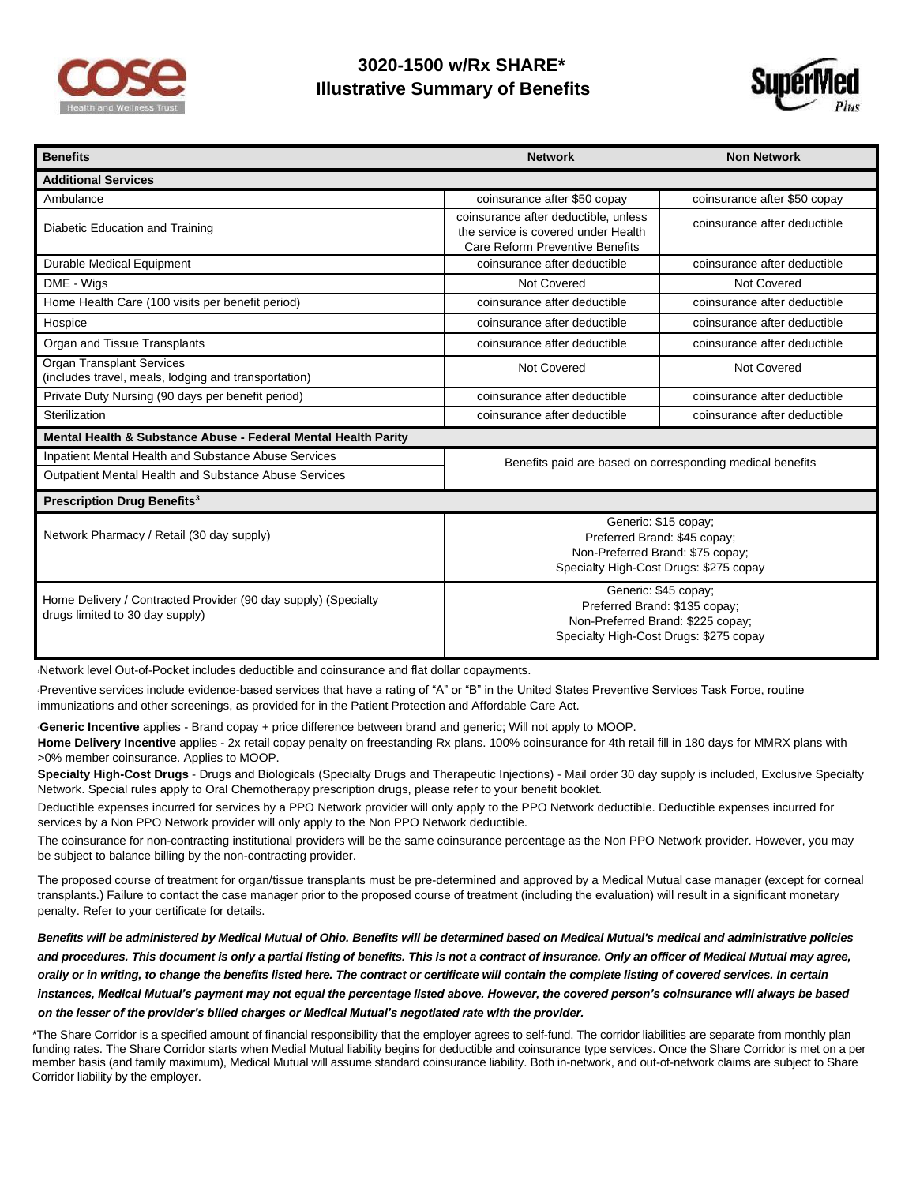# 3020-1500 w/Rx SHARE*
# Illustrative Summary of Benefits

| Benefits | Network | Non Network |
|---|---|---|
| **Additional Services** | | |
| Ambulance | coinsurance after $50 copay | coinsurance after $50 copay |
| Diabetic Education and Training | coinsurance after deductible, unless the service is covered under Health Care Reform Preventive Benefits | coinsurance after deductible |
| Durable Medical Equipment | coinsurance after deductible | coinsurance after deductible |
| DME - Wigs | Not Covered | Not Covered |
| Home Health Care (100 visits per benefit period) | coinsurance after deductible | coinsurance after deductible |
| Hospice | coinsurance after deductible | coinsurance after deductible |
| Organ and Tissue Transplants | coinsurance after deductible | coinsurance after deductible |
| Organ Transplant Services (includes travel, meals, lodging and transportation) | Not Covered | Not Covered |
| Private Duty Nursing (90 days per benefit period) | coinsurance after deductible | coinsurance after deductible |
| Sterilization | coinsurance after deductible | coinsurance after deductible |
| **Mental Health & Substance Abuse - Federal Mental Health Parity** | | |
| Inpatient Mental Health and Substance Abuse Services | Benefits paid are based on corresponding medical benefits | |
| Outpatient Mental Health and Substance Abuse Services | | |
| **Prescription Drug Benefits[3]** | | |
| Network Pharmacy / Retail (30 day supply) | Generic: $15 copay; Preferred Brand: $45 copay; Non-Preferred Brand: $75 copay; Specialty High-Cost Drugs: $275 copay | |
| Home Delivery / Contracted Provider (90 day supply) (Specialty drugs limited to 30 day supply) | Generic: $45 copay; Preferred Brand: $135 copay; Non-Preferred Brand: $225 copay; Specialty High-Cost Drugs: $275 copay | |

[1]Network level Out-of-Pocket includes deductible and coinsurance and flat dollar copayments.

[2]Preventive services include evidence-based services that have a rating of "A" or "B" in the United States Preventive Services Task Force, routine immunizations and other screenings, as provided for in the Patient Protection and Affordable Care Act.

[3]**Generic Incentive** applies - Brand copay + price difference between brand and generic; Will not apply to MOOP.
**Home Delivery Incentive** applies - 2x retail copay penalty on freestanding Rx plans. 100% coinsurance for 4th retail fill in 180 days for MMRX plans with >0% member coinsurance. Applies to MOOP.
**Specialty High-Cost Drugs** - Drugs and Biologicals (Specialty Drugs and Therapeutic Injections) - Mail order 30 day supply is included, Exclusive Specialty Network. Special rules apply to Oral Chemotherapy prescription drugs, please refer to your benefit booklet.

Deductible expenses incurred for services by a PPO Network provider will only apply to the PPO Network deductible. Deductible expenses incurred for services by a Non PPO Network provider will only apply to the Non PPO Network deductible.

The coinsurance for non-contracting institutional providers will be the same coinsurance percentage as the Non PPO Network provider. However, you may be subject to balance billing by the non-contracting provider.

The proposed course of treatment for organ/tissue transplants must be pre-determined and approved by a Medical Mutual case manager (except for corneal transplants.) Failure to contact the case manager prior to the proposed course of treatment (including the evaluation) will result in a significant monetary penalty. Refer to your certificate for details.

***Benefits will be administered by Medical Mutual of Ohio. Benefits will be determined based on Medical Mutual's medical and administrative policies and procedures. This document is only a partial listing of benefits. This is not a contract of insurance. Only an officer of Medical Mutual may agree, orally or in writing, to change the benefits listed here. The contract or certificate will contain the complete listing of covered services. In certain instances, Medical Mutual's payment may not equal the percentage listed above. However, the covered person's coinsurance will always be based on the lesser of the provider's billed charges or Medical Mutual's negotiated rate with the provider.***

*The Share Corridor is a specified amount of financial responsibility that the employer agrees to self-fund. The corridor liabilities are separate from monthly plan funding rates. The Share Corridor starts when Medial Mutual liability begins for deductible and coinsurance type services. Once the Share Corridor is met on a per member basis (and family maximum), Medical Mutual will assume standard coinsurance liability. Both in-network, and out-of-network claims are subject to Share Corridor liability by the employer.